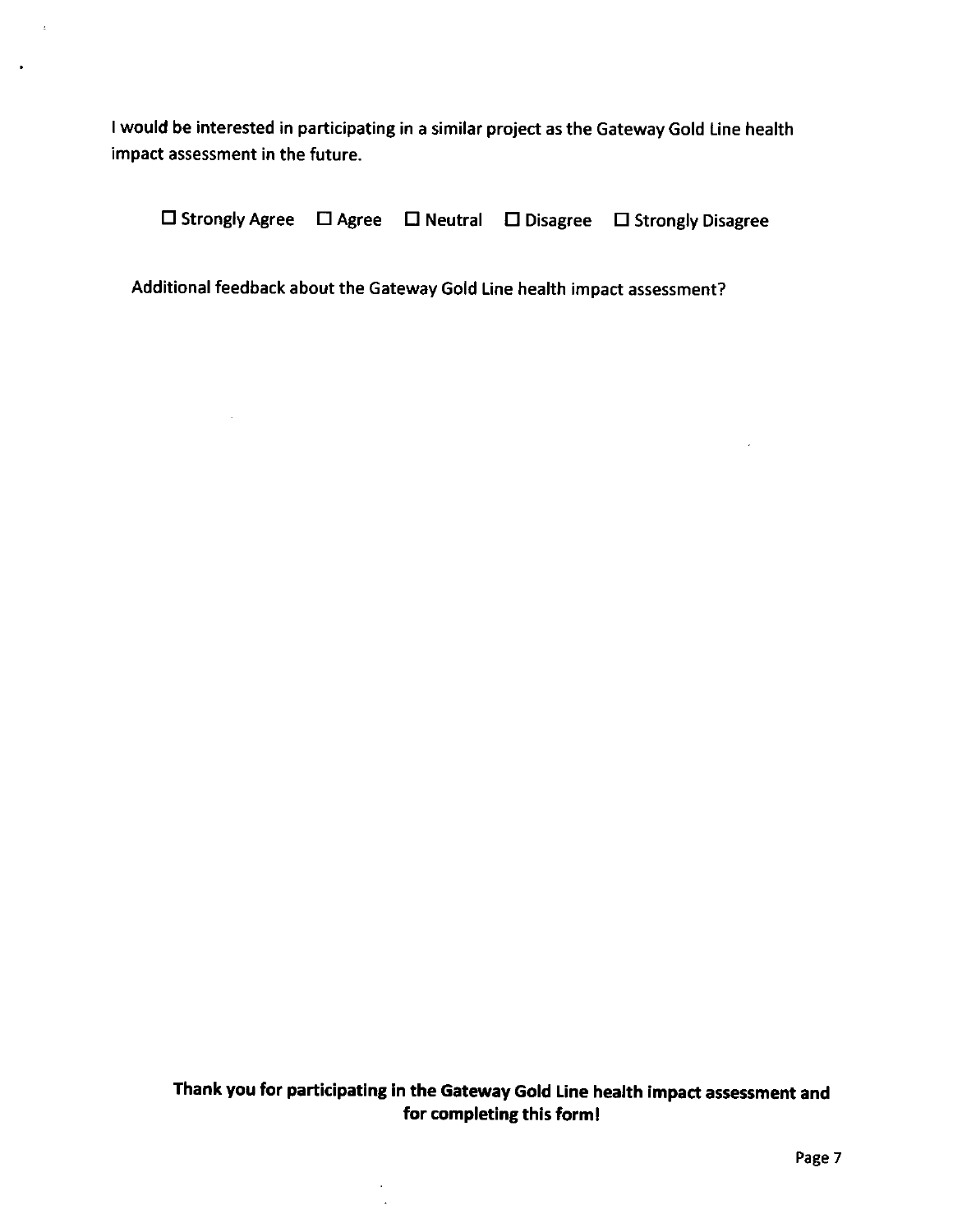I would be interested in participating in a similar project as the Gateway Gold Line health impact assessment in the future.

☐ Strongly Agree ☐ Agree ☐ Neutral ☐ Disagree ☐ Strongly Disagree

Additional feedback about the Gateway Gold Line health impact assessment?

**Thank you for participating in the Gateway Gold Line health impact assessment and for completing this form!**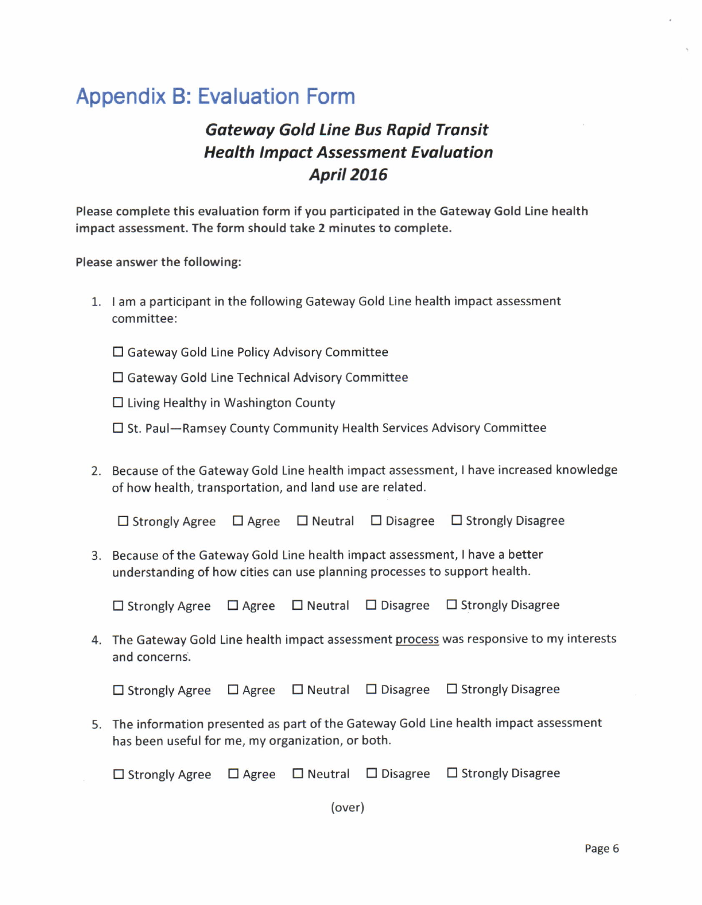# Appendix B: Evaluation Form

## *Gateway Gold Line Bus Rapid Transit Health Impact Assessment Evaluation April 2016*

**Please complete this evaluation form if you participated in the Gateway Gold Line health impact assessment. The form should take 2 minutes to complete.**

**Please answer the following:**

1. I am a participant in the following Gateway Gold Line health impact assessment committee:

   ☐ Gateway Gold Line Policy Advisory Committee

   ☐ Gateway Gold Line Technical Advisory Committee

   ☐ Living Healthy in Washington County

   ☐ St. Paul—Ramsey County Community Health Services Advisory Committee

2. Because of the Gateway Gold Line health impact assessment, I have increased knowledge of how health, transportation, and land use are related.

   ☐ Strongly Agree ☐ Agree ☐ Neutral ☐ Disagree ☐ Strongly Disagree

3. Because of the Gateway Gold Line health impact assessment, I have a better understanding of how cities can use planning processes to support health.

   ☐ Strongly Agree ☐ Agree ☐ Neutral ☐ Disagree ☐ Strongly Disagree

4. The Gateway Gold Line health impact assessment <u>process</u> was responsive to my interests and concerns.

   ☐ Strongly Agree ☐ Agree ☐ Neutral ☐ Disagree ☐ Strongly Disagree

5. The information presented as part of the Gateway Gold Line health impact assessment has been useful for me, my organization, or both.

   ☐ Strongly Agree ☐ Agree ☐ Neutral ☐ Disagree ☐ Strongly Disagree

(over)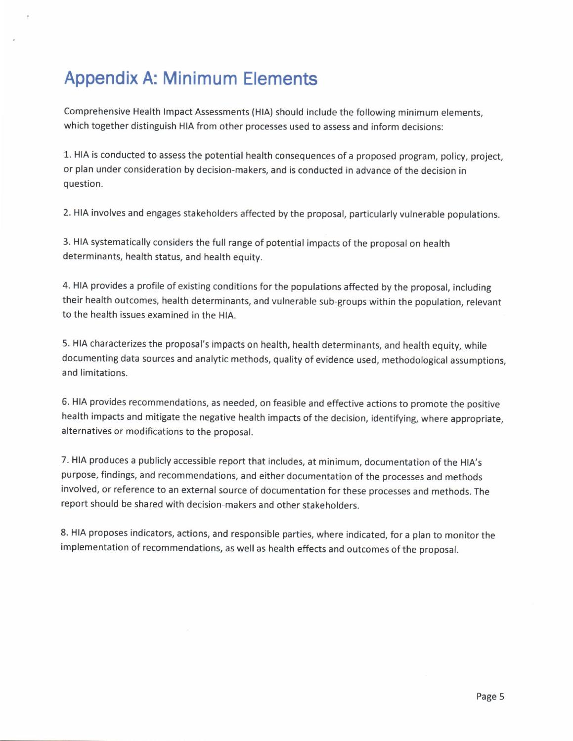# Appendix A: Minimum Elements

Comprehensive Health Impact Assessments (HIA) should include the following minimum elements, which together distinguish HIA from other processes used to assess and inform decisions:

1. HIA is conducted to assess the potential health consequences of a proposed program, policy, project, or plan under consideration by decision-makers, and is conducted in advance of the decision in question.

2. HIA involves and engages stakeholders affected by the proposal, particularly vulnerable populations.

3. HIA systematically considers the full range of potential impacts of the proposal on health determinants, health status, and health equity.

4. HIA provides a profile of existing conditions for the populations affected by the proposal, including their health outcomes, health determinants, and vulnerable sub-groups within the population, relevant to the health issues examined in the HIA.

5. HIA characterizes the proposal's impacts on health, health determinants, and health equity, while documenting data sources and analytic methods, quality of evidence used, methodological assumptions, and limitations.

6. HIA provides recommendations, as needed, on feasible and effective actions to promote the positive health impacts and mitigate the negative health impacts of the decision, identifying, where appropriate, alternatives or modifications to the proposal.

7. HIA produces a publicly accessible report that includes, at minimum, documentation of the HIA's purpose, findings, and recommendations, and either documentation of the processes and methods involved, or reference to an external source of documentation for these processes and methods. The report should be shared with decision-makers and other stakeholders.

8. HIA proposes indicators, actions, and responsible parties, where indicated, for a plan to monitor the implementation of recommendations, as well as health effects and outcomes of the proposal.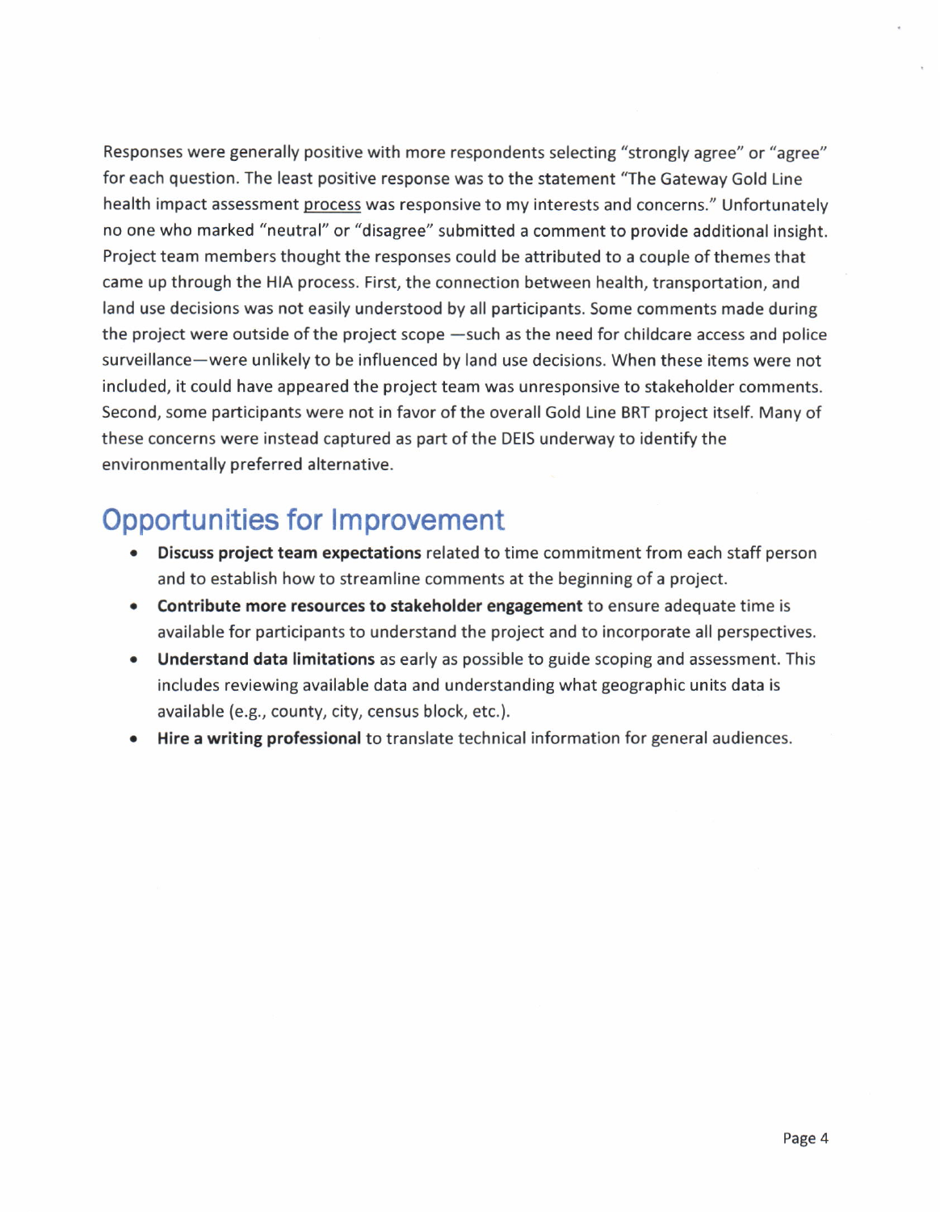Responses were generally positive with more respondents selecting "strongly agree" or "agree" for each question. The least positive response was to the statement "The Gateway Gold Line health impact assessment process was responsive to my interests and concerns." Unfortunately no one who marked "neutral" or "disagree" submitted a comment to provide additional insight. Project team members thought the responses could be attributed to a couple of themes that came up through the HIA process. First, the connection between health, transportation, and land use decisions was not easily understood by all participants. Some comments made during the project were outside of the project scope —such as the need for childcare access and police surveillance—were unlikely to be influenced by land use decisions. When these items were not included, it could have appeared the project team was unresponsive to stakeholder comments. Second, some participants were not in favor of the overall Gold Line BRT project itself. Many of these concerns were instead captured as part of the DEIS underway to identify the environmentally preferred alternative.

## Opportunities for Improvement

- **Discuss project team expectations** related to time commitment from each staff person and to establish how to streamline comments at the beginning of a project.
- **Contribute more resources to stakeholder engagement** to ensure adequate time is available for participants to understand the project and to incorporate all perspectives.
- **Understand data limitations** as early as possible to guide scoping and assessment. This includes reviewing available data and understanding what geographic units data is available (e.g., county, city, census block, etc.).
- **Hire a writing professional** to translate technical information for general audiences.